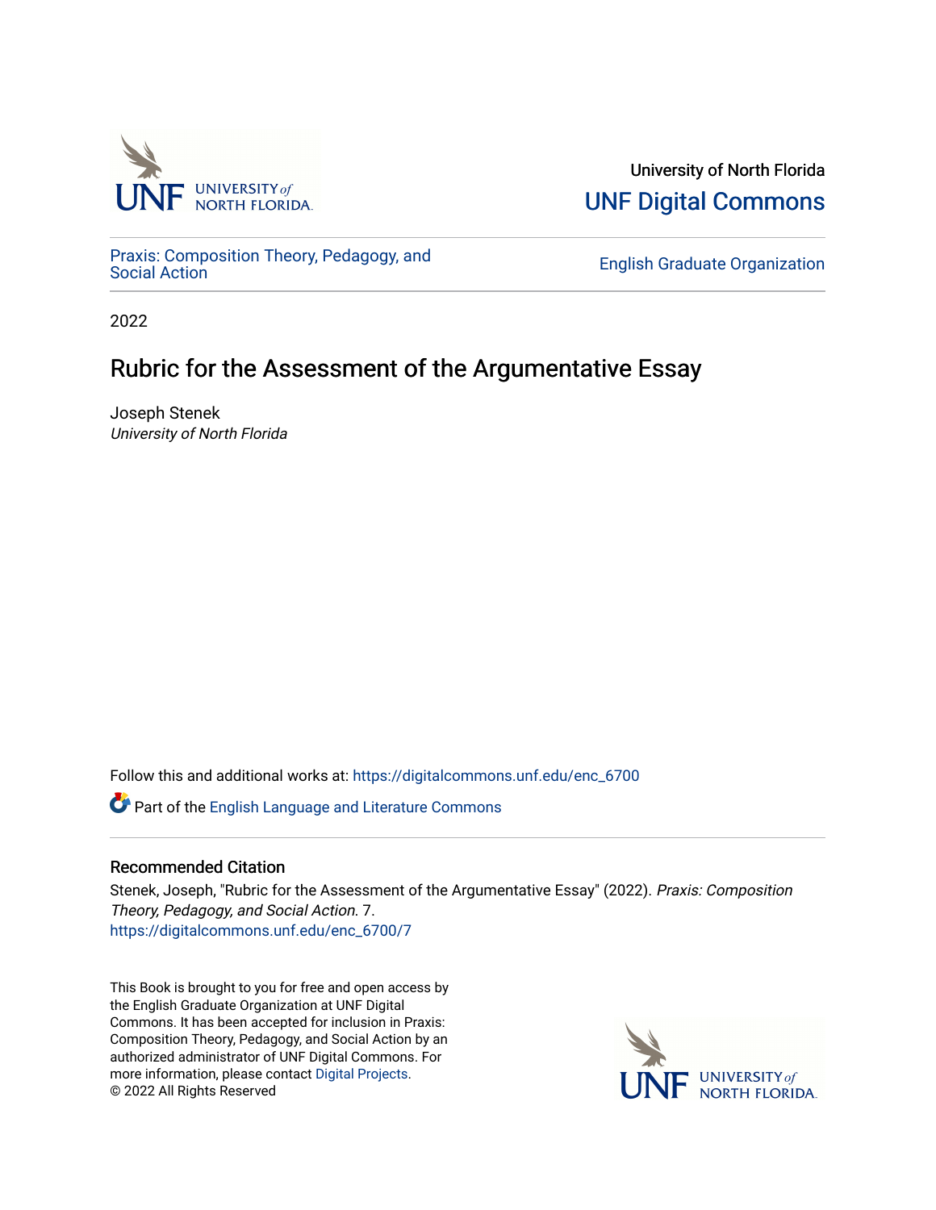University of North Florida

UNF Digital Commons

Praxis: Composition Theory, Pedagogy, and Social Action

English Graduate Organization

2022

# Rubric for the Assessment of the Argumentative Essay

Joseph Stenek

*University of North Florida*

Follow this and additional works at: https://digitalcommons.unf.edu/enc_6700

Part of the English Language and Literature Commons

## Recommended Citation

Stenek, Joseph, "Rubric for the Assessment of the Argumentative Essay" (2022). *Praxis: Composition Theory, Pedagogy, and Social Action*. 7.
https://digitalcommons.unf.edu/enc_6700/7

This Book is brought to you for free and open access by the English Graduate Organization at UNF Digital Commons. It has been accepted for inclusion in Praxis: Composition Theory, Pedagogy, and Social Action by an authorized administrator of UNF Digital Commons. For more information, please contact Digital Projects.
© 2022 All Rights Reserved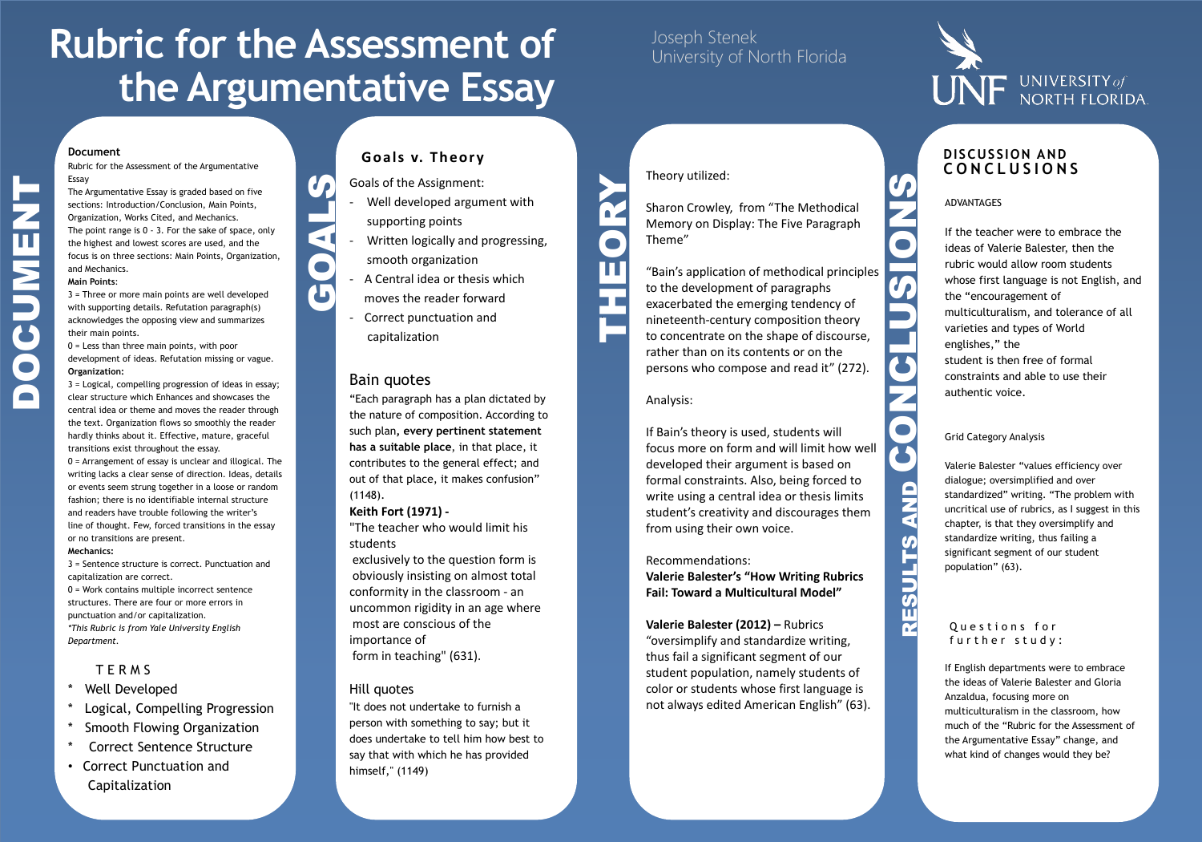# Rubric for the Assessment of the Argumentative Essay

Joseph Stenek
University of North Florida

UNF UNIVERSITY of NORTH FLORIDA

## DOCUMENT

**Document**

Rubric for the Assessment of the Argumentative Essay

The Argumentative Essay is graded based on five sections: Introduction/Conclusion, Main Points, Organization, Works Cited, and Mechanics.

The point range is 0 - 3. For the sake of space, only the highest and lowest scores are used, and the focus is on three sections: Main Points, Organization, and Mechanics.

**Main Points**:

3 = Three or more main points are well developed with supporting details. Refutation paragraph(s) acknowledges the opposing view and summarizes their main points.

0 = Less than three main points, with poor development of ideas. Refutation missing or vague.

**Organization:**

3 = Logical, compelling progression of ideas in essay; clear structure which Enhances and showcases the central idea or theme and moves the reader through the text. Organization flows so smoothly the reader hardly thinks about it. Effective, mature, graceful transitions exist throughout the essay.

0 = Arrangement of essay is unclear and illogical. The writing lacks a clear sense of direction. Ideas, details or events seem strung together in a loose or random fashion; there is no identifiable internal structure and readers have trouble following the writer's line of thought. Few, forced transitions in the essay or no transitions are present.

**Mechanics:**

3 = Sentence structure is correct. Punctuation and capitalization are correct.

0 = Work contains multiple incorrect sentence structures. There are four or more errors in punctuation and/or capitalization.

*\*This Rubric is from Yale University English Department.*

**TERMS**

* Well Developed
* Logical, Compelling Progression
* Smooth Flowing Organization
* Correct Sentence Structure
* Correct Punctuation and Capitalization

## GOALS

### Goals v. Theory

Goals of the Assignment:

- Well developed argument with supporting points
- Written logically and progressing, smooth organization
- A Central idea or thesis which moves the reader forward
- Correct punctuation and capitalization

### Bain quotes

"Each paragraph has a plan dictated by the nature of composition. According to such plan, **every pertinent statement has a suitable place**, in that place, it contributes to the general effect; and out of that place, it makes confusion" (1148).

**Keith Fort (1971) -**

"The teacher who would limit his students exclusively to the question form is obviously insisting on almost total conformity in the classroom - an uncommon rigidity in an age where most are conscious of the importance of form in teaching" (631).

### Hill quotes

"It does not undertake to furnish a person with something to say; but it does undertake to tell him how best to say that with which he has provided himself," (1149)

## THEORY

Theory utilized:

Sharon Crowley, from "The Methodical Memory on Display: The Five Paragraph Theme"

"Bain's application of methodical principles to the development of paragraphs exacerbated the emerging tendency of nineteenth-century composition theory to concentrate on the shape of discourse, rather than on its contents or on the persons who compose and read it" (272).

Analysis:

If Bain's theory is used, students will focus more on form and will limit how well developed their argument is based on formal constraints. Also, being forced to write using a central idea or thesis limits student's creativity and discourages them from using their own voice.

Recommendations:

**Valerie Balester's "How Writing Rubrics Fail: Toward a Multicultural Model"**

**Valerie Balester (2012) –** Rubrics "oversimplify and standardize writing, thus fail a significant segment of our student population, namely students of color or students whose first language is not always edited American English" (63).

## RESULTS AND CONCLUSIONS

### DISCUSSION AND CONCLUSIONS

ADVANTAGES

If the teacher were to embrace the ideas of Valerie Balester, then the rubric would allow room students whose first language is not English, and the "encouragement of multiculturalism, and tolerance of all varieties and types of World englishes," the student is then free of formal constraints and able to use their authentic voice.

Grid Category Analysis

Valerie Balester "values efficiency over dialogue; oversimplified and over standardized" writing. "The problem with uncritical use of rubrics, as I suggest in this chapter, is that they oversimplify and standardize writing, thus failing a significant segment of our student population" (63).

Questions for further study:

If English departments were to embrace the ideas of Valerie Balester and Gloria Anzaldua, focusing more on multiculturalism in the classroom, how much of the "Rubric for the Assessment of the Argumentative Essay" change, and what kind of changes would they be?